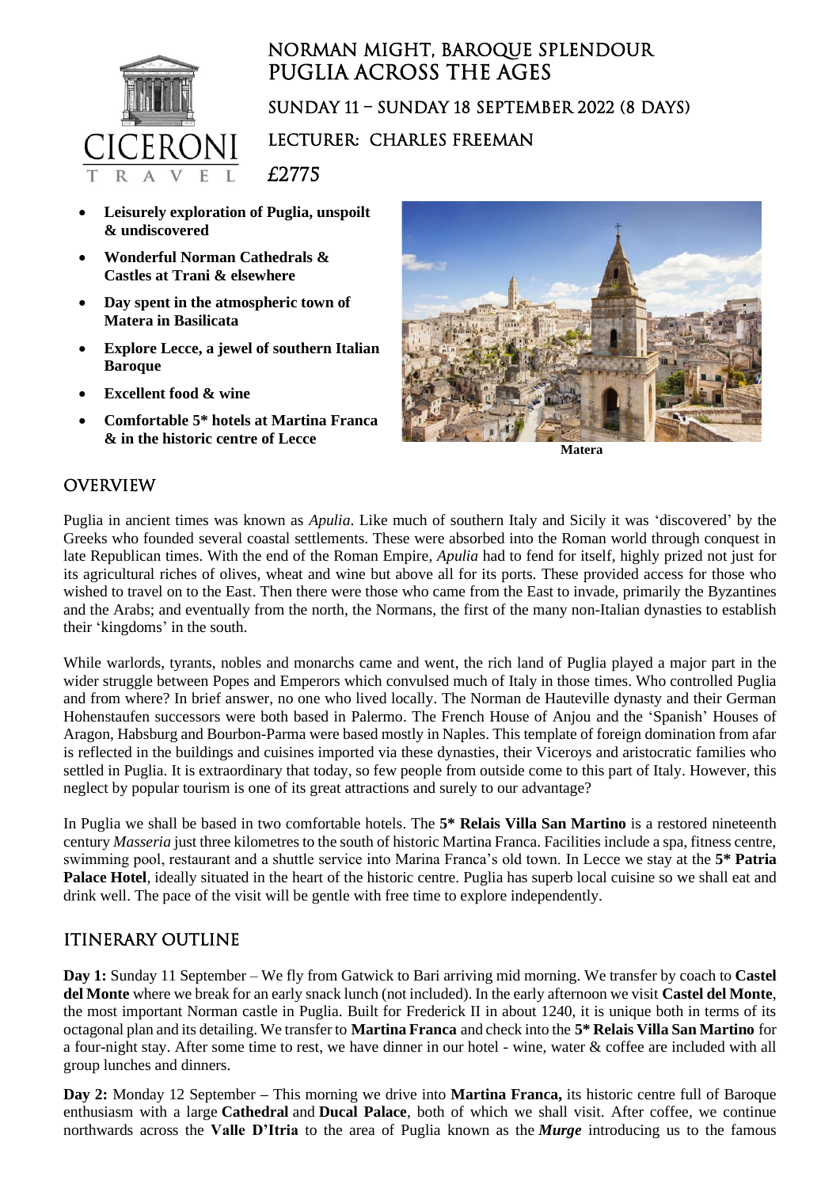# NORMAN MIGHT, BAROQUE SPLENDOUR
# PUGLIA ACROSS THE AGES

## SUNDAY 11 – SUNDAY 18 SEPTEMBER 2022 (8 DAYS)

## LECTURER: CHARLES FREEMAN

## £2775

- **Leisurely exploration of Puglia, unspoilt & undiscovered**
- **Wonderful Norman Cathedrals & Castles at Trani & elsewhere**
- **Day spent in the atmospheric town of Matera in Basilicata**
- **Explore Lecce, a jewel of southern Italian Baroque**
- **Excellent food & wine**
- **Comfortable 5\* hotels at Martina Franca & in the historic centre of Lecce**

**Matera**

## OVERVIEW

Puglia in ancient times was known as *Apulia*. Like much of southern Italy and Sicily it was 'discovered' by the Greeks who founded several coastal settlements. These were absorbed into the Roman world through conquest in late Republican times. With the end of the Roman Empire, *Apulia* had to fend for itself, highly prized not just for its agricultural riches of olives, wheat and wine but above all for its ports. These provided access for those who wished to travel on to the East. Then there were those who came from the East to invade, primarily the Byzantines and the Arabs; and eventually from the north, the Normans, the first of the many non-Italian dynasties to establish their 'kingdoms' in the south.

While warlords, tyrants, nobles and monarchs came and went, the rich land of Puglia played a major part in the wider struggle between Popes and Emperors which convulsed much of Italy in those times. Who controlled Puglia and from where? In brief answer, no one who lived locally. The Norman de Hauteville dynasty and their German Hohenstaufen successors were both based in Palermo. The French House of Anjou and the 'Spanish' Houses of Aragon, Habsburg and Bourbon-Parma were based mostly in Naples. This template of foreign domination from afar is reflected in the buildings and cuisines imported via these dynasties, their Viceroys and aristocratic families who settled in Puglia. It is extraordinary that today, so few people from outside come to this part of Italy. However, this neglect by popular tourism is one of its great attractions and surely to our advantage?

In Puglia we shall be based in two comfortable hotels. The **5\* Relais Villa San Martino** is a restored nineteenth century *Masseria* just three kilometres to the south of historic Martina Franca. Facilities include a spa, fitness centre, swimming pool, restaurant and a shuttle service into Marina Franca's old town. In Lecce we stay at the **5\* Patria Palace Hotel**, ideally situated in the heart of the historic centre. Puglia has superb local cuisine so we shall eat and drink well. The pace of the visit will be gentle with free time to explore independently.

## ITINERARY OUTLINE

**Day 1:** Sunday 11 September – We fly from Gatwick to Bari arriving mid morning. We transfer by coach to **Castel del Monte** where we break for an early snack lunch (not included). In the early afternoon we visit **Castel del Monte**, the most important Norman castle in Puglia. Built for Frederick II in about 1240, it is unique both in terms of its octagonal plan and its detailing. We transfer to **Martina Franca** and check into the **5\* Relais Villa San Martino** for a four-night stay. After some time to rest, we have dinner in our hotel - wine, water & coffee are included with all group lunches and dinners.

**Day 2:** Monday 12 September – This morning we drive into **Martina Franca,** its historic centre full of Baroque enthusiasm with a large **Cathedral** and **Ducal Palace**, both of which we shall visit. After coffee, we continue northwards across the **Valle D'Itria** to the area of Puglia known as the ***Murge*** introducing us to the famous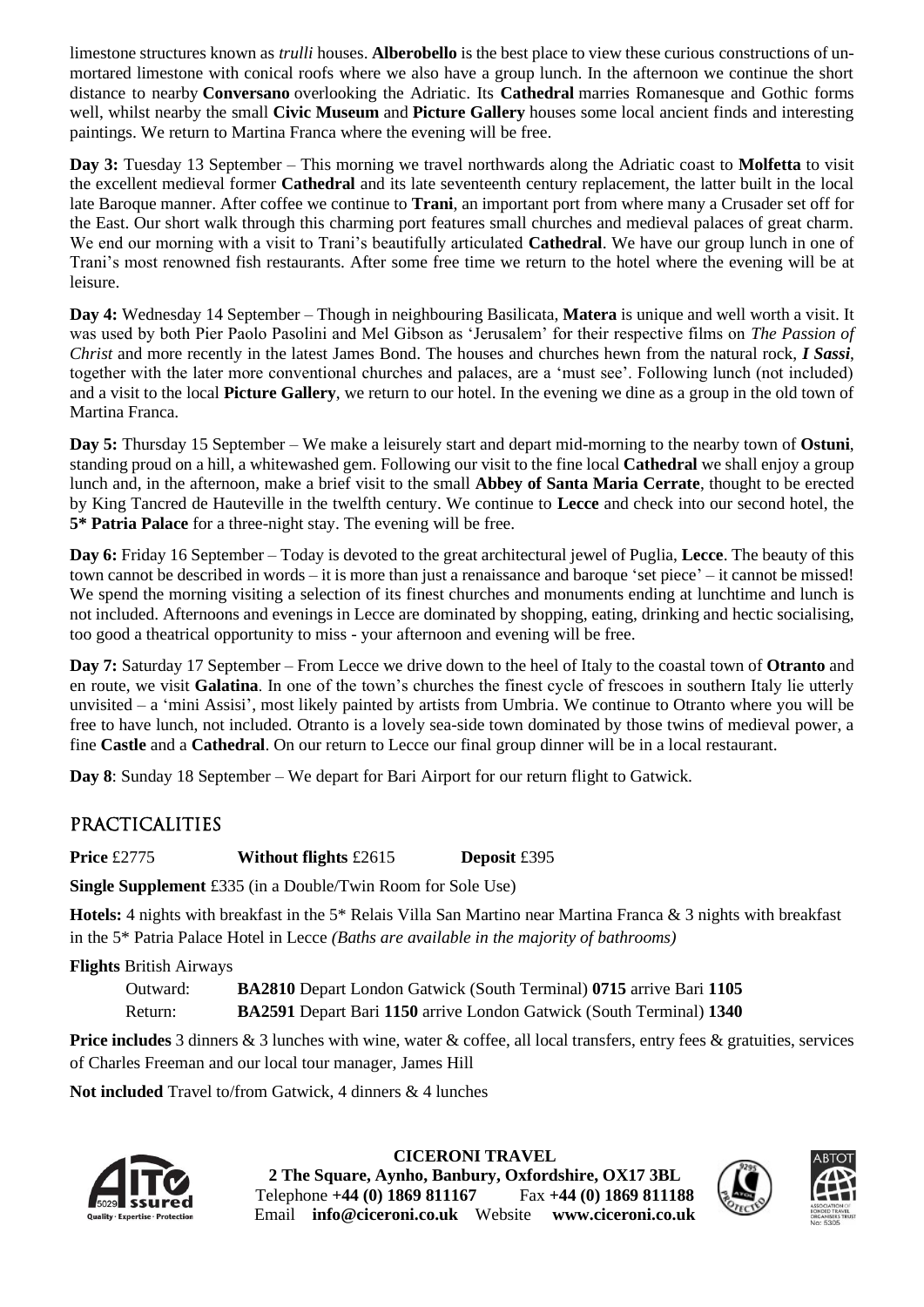limestone structures known as *trulli* houses. **Alberobello** is the best place to view these curious constructions of un-mortared limestone with conical roofs where we also have a group lunch. In the afternoon we continue the short distance to nearby **Conversano** overlooking the Adriatic. Its **Cathedral** marries Romanesque and Gothic forms well, whilst nearby the small **Civic Museum** and **Picture Gallery** houses some local ancient finds and interesting paintings. We return to Martina Franca where the evening will be free.

**Day 3:** Tuesday 13 September – This morning we travel northwards along the Adriatic coast to **Molfetta** to visit the excellent medieval former **Cathedral** and its late seventeenth century replacement, the latter built in the local late Baroque manner. After coffee we continue to **Trani**, an important port from where many a Crusader set off for the East. Our short walk through this charming port features small churches and medieval palaces of great charm. We end our morning with a visit to Trani's beautifully articulated **Cathedral**. We have our group lunch in one of Trani's most renowned fish restaurants. After some free time we return to the hotel where the evening will be at leisure.

**Day 4:** Wednesday 14 September – Though in neighbouring Basilicata, **Matera** is unique and well worth a visit. It was used by both Pier Paolo Pasolini and Mel Gibson as 'Jerusalem' for their respective films on *The Passion of Christ* and more recently in the latest James Bond. The houses and churches hewn from the natural rock, ***I Sassi***, together with the later more conventional churches and palaces, are a 'must see'. Following lunch (not included) and a visit to the local **Picture Gallery**, we return to our hotel. In the evening we dine as a group in the old town of Martina Franca.

**Day 5:** Thursday 15 September – We make a leisurely start and depart mid-morning to the nearby town of **Ostuni**, standing proud on a hill, a whitewashed gem. Following our visit to the fine local **Cathedral** we shall enjoy a group lunch and, in the afternoon, make a brief visit to the small **Abbey of Santa Maria Cerrate**, thought to be erected by King Tancred de Hauteville in the twelfth century. We continue to **Lecce** and check into our second hotel, the **5\* Patria Palace** for a three-night stay. The evening will be free.

**Day 6:** Friday 16 September – Today is devoted to the great architectural jewel of Puglia, **Lecce**. The beauty of this town cannot be described in words – it is more than just a renaissance and baroque 'set piece' – it cannot be missed! We spend the morning visiting a selection of its finest churches and monuments ending at lunchtime and lunch is not included. Afternoons and evenings in Lecce are dominated by shopping, eating, drinking and hectic socialising, too good a theatrical opportunity to miss - your afternoon and evening will be free.

**Day 7:** Saturday 17 September – From Lecce we drive down to the heel of Italy to the coastal town of **Otranto** and en route, we visit **Galatina**. In one of the town's churches the finest cycle of frescoes in southern Italy lie utterly unvisited – a 'mini Assisi', most likely painted by artists from Umbria. We continue to Otranto where you will be free to have lunch, not included. Otranto is a lovely sea-side town dominated by those twins of medieval power, a fine **Castle** and a **Cathedral**. On our return to Lecce our final group dinner will be in a local restaurant.

**Day 8**: Sunday 18 September – We depart for Bari Airport for our return flight to Gatwick.

## PRACTICALITIES

**Price** £2775 **Without flights** £2615 **Deposit** £395

**Single Supplement** £335 (in a Double/Twin Room for Sole Use)

**Hotels:** 4 nights with breakfast in the 5* Relais Villa San Martino near Martina Franca & 3 nights with breakfast in the 5* Patria Palace Hotel in Lecce *(Baths are available in the majority of bathrooms)*

**Flights** British Airways

Outward: **BA2810** Depart London Gatwick (South Terminal) **0715** arrive Bari **1105**
Return: **BA2591** Depart Bari **1150** arrive London Gatwick (South Terminal) **1340**

**Price includes** 3 dinners & 3 lunches with wine, water & coffee, all local transfers, entry fees & gratuities, services of Charles Freeman and our local tour manager, James Hill

**Not included** Travel to/from Gatwick, 4 dinners & 4 lunches

**CICERONI TRAVEL**
**2 The Square, Aynho, Banbury, Oxfordshire, OX17 3BL**
Telephone **+44 (0) 1869 811167** Fax **+44 (0) 1869 811188**
Email **info@ciceroni.co.uk** Website **www.ciceroni.co.uk**